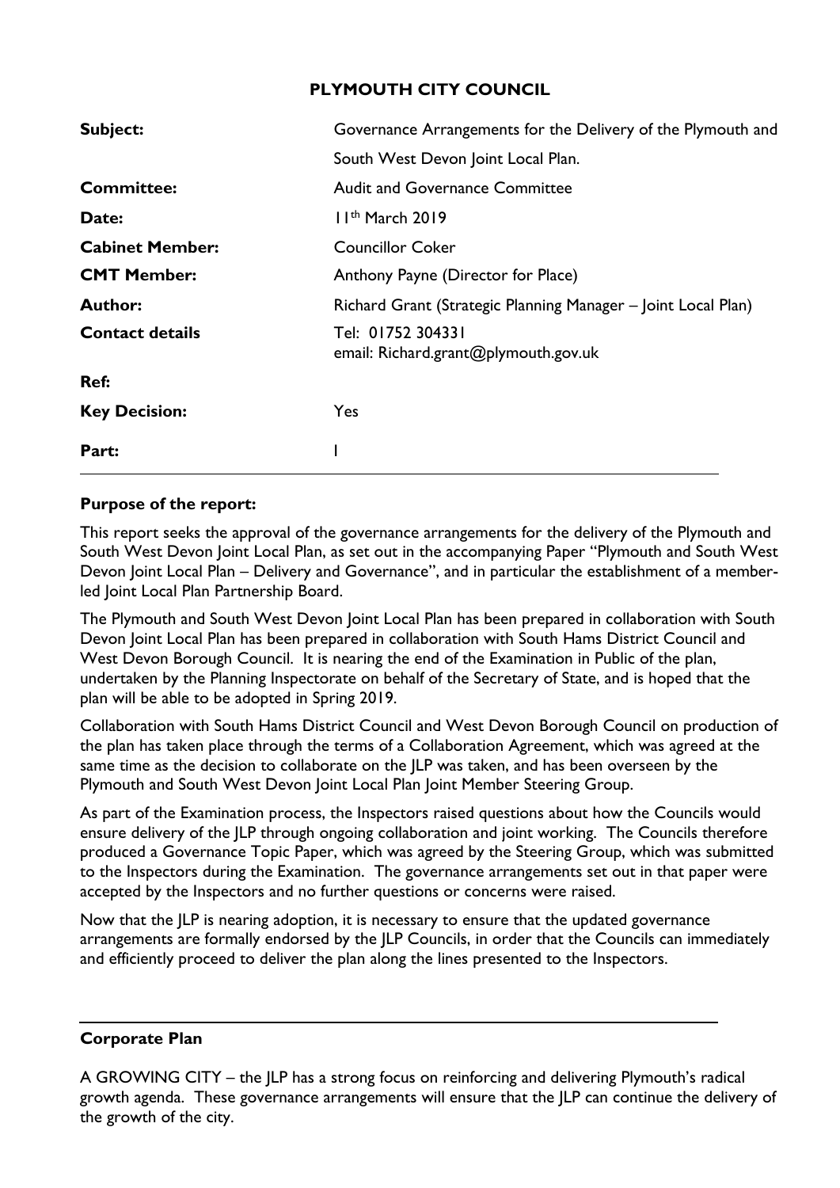# PLYMOUTH CITY COUNCIL

| | |
|---|---|
| **Subject:** | Governance Arrangements for the Delivery of the Plymouth and South West Devon Joint Local Plan. |
| **Committee:** | Audit and Governance Committee |
| **Date:** | 11th March 2019 |
| **Cabinet Member:** | Councillor Coker |
| **CMT Member:** | Anthony Payne (Director for Place) |
| **Author:** | Richard Grant (Strategic Planning Manager – Joint Local Plan) |
| **Contact details** | Tel: 01752 304331<br>email: Richard.grant@plymouth.gov.uk |
| **Ref:** | |
| **Key Decision:** | Yes |
| **Part:** | I |

**Purpose of the report:**

This report seeks the approval of the governance arrangements for the delivery of the Plymouth and South West Devon Joint Local Plan, as set out in the accompanying Paper "Plymouth and South West Devon Joint Local Plan – Delivery and Governance", and in particular the establishment of a member-led Joint Local Plan Partnership Board.

The Plymouth and South West Devon Joint Local Plan has been prepared in collaboration with South Devon Joint Local Plan has been prepared in collaboration with South Hams District Council and West Devon Borough Council. It is nearing the end of the Examination in Public of the plan, undertaken by the Planning Inspectorate on behalf of the Secretary of State, and is hoped that the plan will be able to be adopted in Spring 2019.

Collaboration with South Hams District Council and West Devon Borough Council on production of the plan has taken place through the terms of a Collaboration Agreement, which was agreed at the same time as the decision to collaborate on the JLP was taken, and has been overseen by the Plymouth and South West Devon Joint Local Plan Joint Member Steering Group.

As part of the Examination process, the Inspectors raised questions about how the Councils would ensure delivery of the JLP through ongoing collaboration and joint working. The Councils therefore produced a Governance Topic Paper, which was agreed by the Steering Group, which was submitted to the Inspectors during the Examination. The governance arrangements set out in that paper were accepted by the Inspectors and no further questions or concerns were raised.

Now that the JLP is nearing adoption, it is necessary to ensure that the updated governance arrangements are formally endorsed by the JLP Councils, in order that the Councils can immediately and efficiently proceed to deliver the plan along the lines presented to the Inspectors.

---

**Corporate Plan**

A GROWING CITY – the JLP has a strong focus on reinforcing and delivering Plymouth's radical growth agenda. These governance arrangements will ensure that the JLP can continue the delivery of the growth of the city.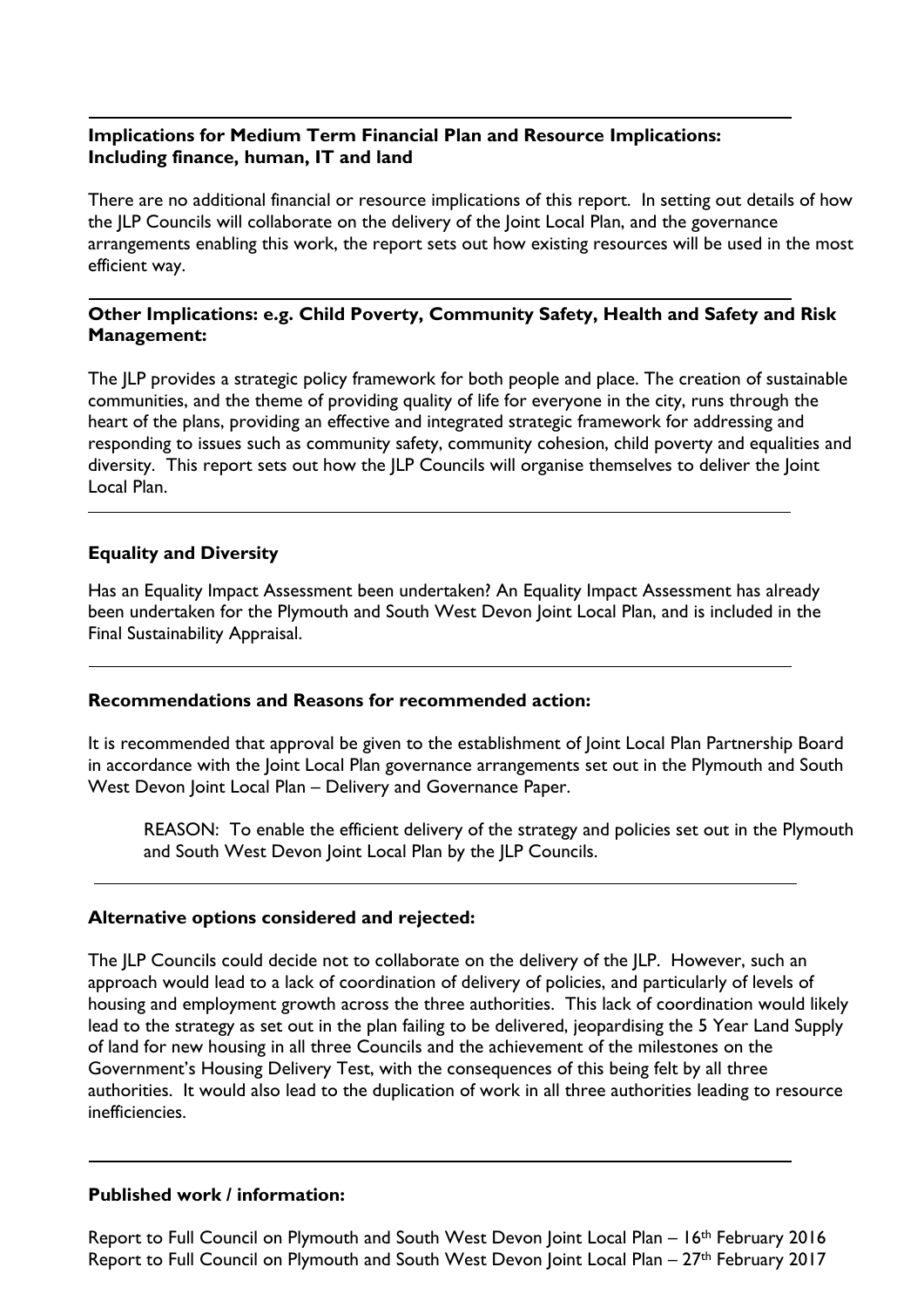**Implications for Medium Term Financial Plan and Resource Implications: Including finance, human, IT and land**

There are no additional financial or resource implications of this report. In setting out details of how the JLP Councils will collaborate on the delivery of the Joint Local Plan, and the governance arrangements enabling this work, the report sets out how existing resources will be used in the most efficient way.

**Other Implications: e.g. Child Poverty, Community Safety, Health and Safety and Risk Management:**

The JLP provides a strategic policy framework for both people and place. The creation of sustainable communities, and the theme of providing quality of life for everyone in the city, runs through the heart of the plans, providing an effective and integrated strategic framework for addressing and responding to issues such as community safety, community cohesion, child poverty and equalities and diversity. This report sets out how the JLP Councils will organise themselves to deliver the Joint Local Plan.

**Equality and Diversity**

Has an Equality Impact Assessment been undertaken? An Equality Impact Assessment has already been undertaken for the Plymouth and South West Devon Joint Local Plan, and is included in the Final Sustainability Appraisal.

**Recommendations and Reasons for recommended action:**

It is recommended that approval be given to the establishment of Joint Local Plan Partnership Board in accordance with the Joint Local Plan governance arrangements set out in the Plymouth and South West Devon Joint Local Plan – Delivery and Governance Paper.

REASON: To enable the efficient delivery of the strategy and policies set out in the Plymouth and South West Devon Joint Local Plan by the JLP Councils.

**Alternative options considered and rejected:**

The JLP Councils could decide not to collaborate on the delivery of the JLP. However, such an approach would lead to a lack of coordination of delivery of policies, and particularly of levels of housing and employment growth across the three authorities. This lack of coordination would likely lead to the strategy as set out in the plan failing to be delivered, jeopardising the 5 Year Land Supply of land for new housing in all three Councils and the achievement of the milestones on the Government's Housing Delivery Test, with the consequences of this being felt by all three authorities. It would also lead to the duplication of work in all three authorities leading to resource inefficiencies.

**Published work / information:**

Report to Full Council on Plymouth and South West Devon Joint Local Plan – 16th February 2016
Report to Full Council on Plymouth and South West Devon Joint Local Plan – 27th February 2017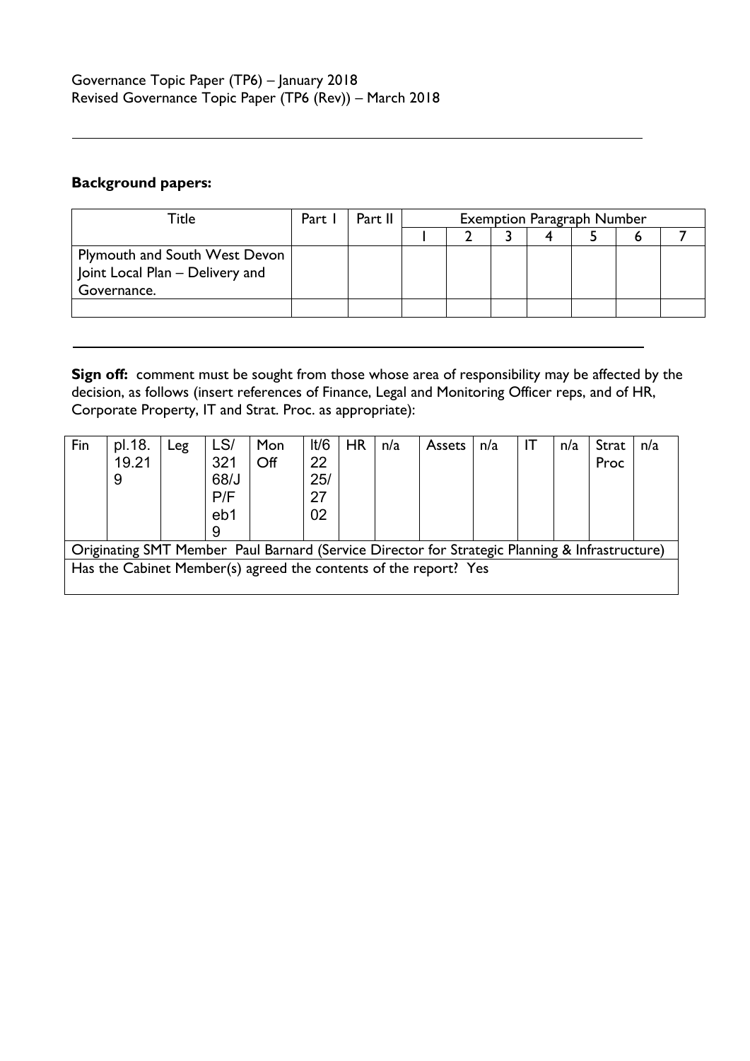Governance Topic Paper (TP6) – January 2018
Revised Governance Topic Paper (TP6 (Rev)) – March 2018

**Background papers:**

| Title | Part I | Part II | Exemption Paragraph Number | | | | | | |
|---|---|---|---|---|---|---|---|---|---|
| | | | 1 | 2 | 3 | 4 | 5 | 6 | 7 |
| Plymouth and South West Devon Joint Local Plan – Delivery and Governance. | | | | | | | | | |
| | | | | | | | | | |

**Sign off:** comment must be sought from those whose area of responsibility may be affected by the decision, as follows (insert references of Finance, Legal and Monitoring Officer reps, and of HR, Corporate Property, IT and Strat. Proc. as appropriate):

| Fin | pl.18.19.219 | Leg | LS/32168/JP/Feb19 | Mon Off | lt/62225/2702 | HR | n/a | Assets | n/a | IT | n/a | Strat Proc | n/a |
|---|---|---|---|---|---|---|---|---|---|---|---|---|---|
| Originating SMT Member Paul Barnard (Service Director for Strategic Planning & Infrastructure) | | | | | | | | | | | | | |
| Has the Cabinet Member(s) agreed the contents of the report? Yes | | | | | | | | | | | | | |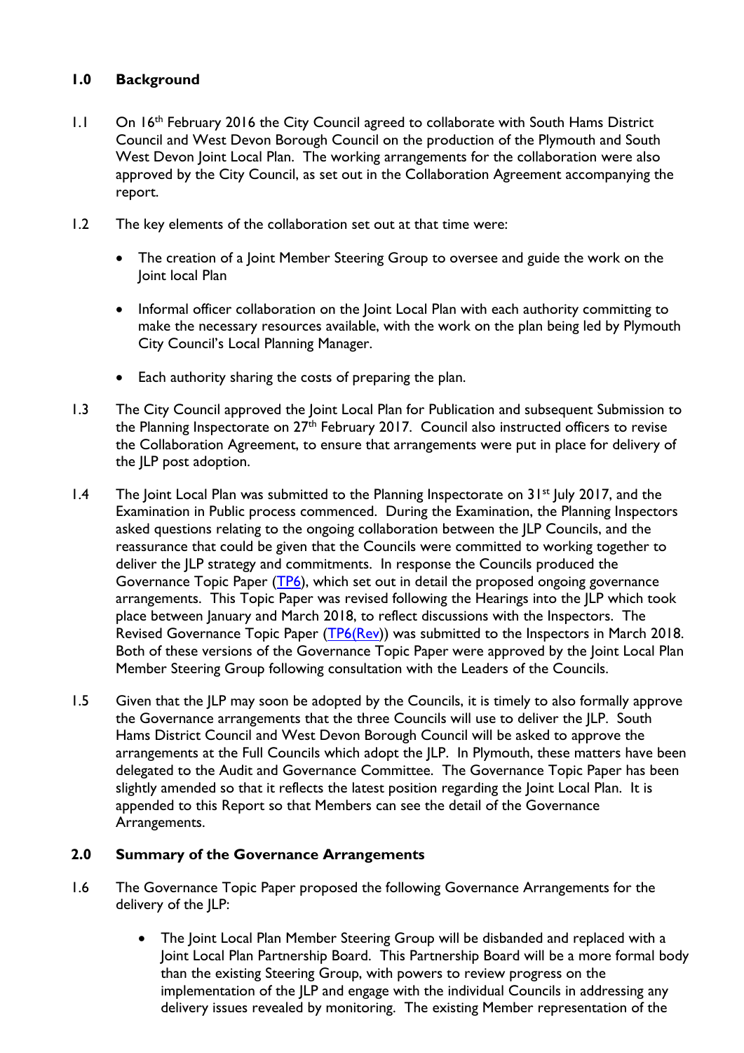## 1.0 Background

1.1 On 16th February 2016 the City Council agreed to collaborate with South Hams District Council and West Devon Borough Council on the production of the Plymouth and South West Devon Joint Local Plan. The working arrangements for the collaboration were also approved by the City Council, as set out in the Collaboration Agreement accompanying the report.

1.2 The key elements of the collaboration set out at that time were:

- The creation of a Joint Member Steering Group to oversee and guide the work on the Joint local Plan
- Informal officer collaboration on the Joint Local Plan with each authority committing to make the necessary resources available, with the work on the plan being led by Plymouth City Council's Local Planning Manager.
- Each authority sharing the costs of preparing the plan.

1.3 The City Council approved the Joint Local Plan for Publication and subsequent Submission to the Planning Inspectorate on 27th February 2017. Council also instructed officers to revise the Collaboration Agreement, to ensure that arrangements were put in place for delivery of the JLP post adoption.

1.4 The Joint Local Plan was submitted to the Planning Inspectorate on 31st July 2017, and the Examination in Public process commenced. During the Examination, the Planning Inspectors asked questions relating to the ongoing collaboration between the JLP Councils, and the reassurance that could be given that the Councils were committed to working together to deliver the JLP strategy and commitments. In response the Councils produced the Governance Topic Paper (TP6), which set out in detail the proposed ongoing governance arrangements. This Topic Paper was revised following the Hearings into the JLP which took place between January and March 2018, to reflect discussions with the Inspectors. The Revised Governance Topic Paper (TP6(Rev)) was submitted to the Inspectors in March 2018. Both of these versions of the Governance Topic Paper were approved by the Joint Local Plan Member Steering Group following consultation with the Leaders of the Councils.

1.5 Given that the JLP may soon be adopted by the Councils, it is timely to also formally approve the Governance arrangements that the three Councils will use to deliver the JLP. South Hams District Council and West Devon Borough Council will be asked to approve the arrangements at the Full Councils which adopt the JLP. In Plymouth, these matters have been delegated to the Audit and Governance Committee. The Governance Topic Paper has been slightly amended so that it reflects the latest position regarding the Joint Local Plan. It is appended to this Report so that Members can see the detail of the Governance Arrangements.

## 2.0 Summary of the Governance Arrangements

1.6 The Governance Topic Paper proposed the following Governance Arrangements for the delivery of the JLP:

- The Joint Local Plan Member Steering Group will be disbanded and replaced with a Joint Local Plan Partnership Board. This Partnership Board will be a more formal body than the existing Steering Group, with powers to review progress on the implementation of the JLP and engage with the individual Councils in addressing any delivery issues revealed by monitoring. The existing Member representation of the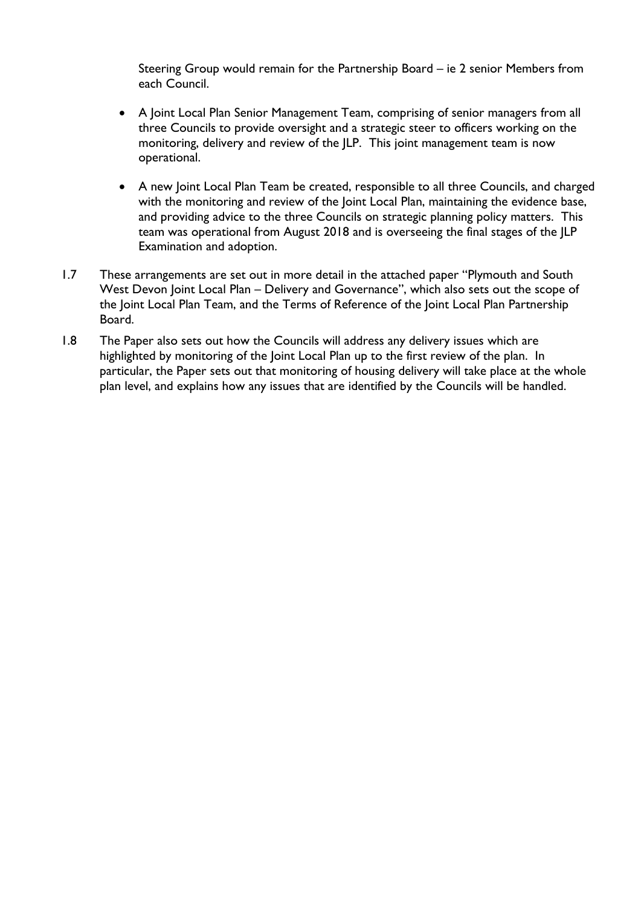Steering Group would remain for the Partnership Board – ie 2 senior Members from each Council.

- A Joint Local Plan Senior Management Team, comprising of senior managers from all three Councils to provide oversight and a strategic steer to officers working on the monitoring, delivery and review of the JLP. This joint management team is now operational.
- A new Joint Local Plan Team be created, responsible to all three Councils, and charged with the monitoring and review of the Joint Local Plan, maintaining the evidence base, and providing advice to the three Councils on strategic planning policy matters. This team was operational from August 2018 and is overseeing the final stages of the JLP Examination and adoption.

1.7 These arrangements are set out in more detail in the attached paper "Plymouth and South West Devon Joint Local Plan – Delivery and Governance", which also sets out the scope of the Joint Local Plan Team, and the Terms of Reference of the Joint Local Plan Partnership Board.

1.8 The Paper also sets out how the Councils will address any delivery issues which are highlighted by monitoring of the Joint Local Plan up to the first review of the plan. In particular, the Paper sets out that monitoring of housing delivery will take place at the whole plan level, and explains how any issues that are identified by the Councils will be handled.